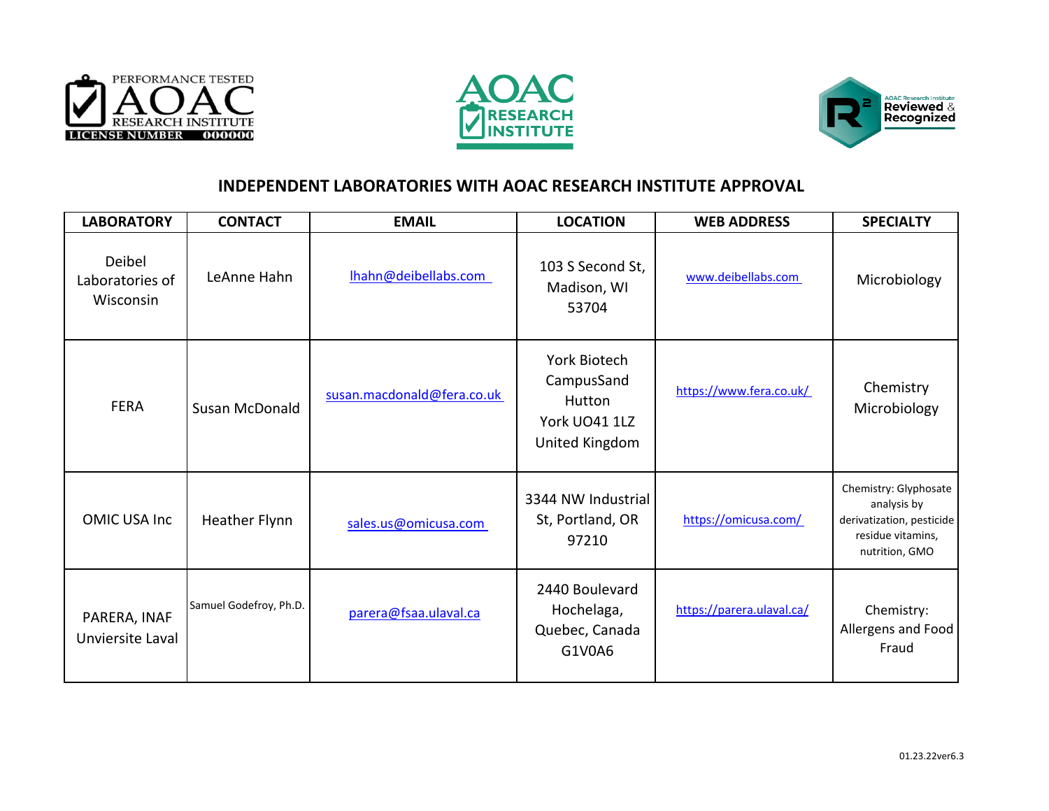# INDEPENDENT LABORATORIES WITH AOAC RESEARCH INSTITUTE APPROVAL

| LABORATORY | CONTACT | EMAIL | LOCATION | WEB ADDRESS | SPECIALTY |
|---|---|---|---|---|---|
| Deibel Laboratories of Wisconsin | LeAnne Hahn | lhahn@deibellabs.com | 103 S Second St, Madison, WI 53704 | www.deibellabs.com | Microbiology |
| FERA | Susan McDonald | susan.macdonald@fera.co.uk | York Biotech CampusSand Hutton York UO41 1LZ United Kingdom | https://www.fera.co.uk/ | Chemistry Microbiology |
| OMIC USA Inc | Heather Flynn | sales.us@omicusa.com | 3344 NW Industrial St, Portland, OR 97210 | https://omicusa.com/ | Chemistry: Glyphosate analysis by derivatization, pesticide residue vitamins, nutrition, GMO |
| PARERA, INAF Unviersite Laval | Samuel Godefroy, Ph.D. | parera@fsaa.ulaval.ca | 2440 Boulevard Hochelaga, Quebec, Canada G1V0A6 | https://parera.ulaval.ca/ | Chemistry: Allergens and Food Fraud |

01.23.22ver6.3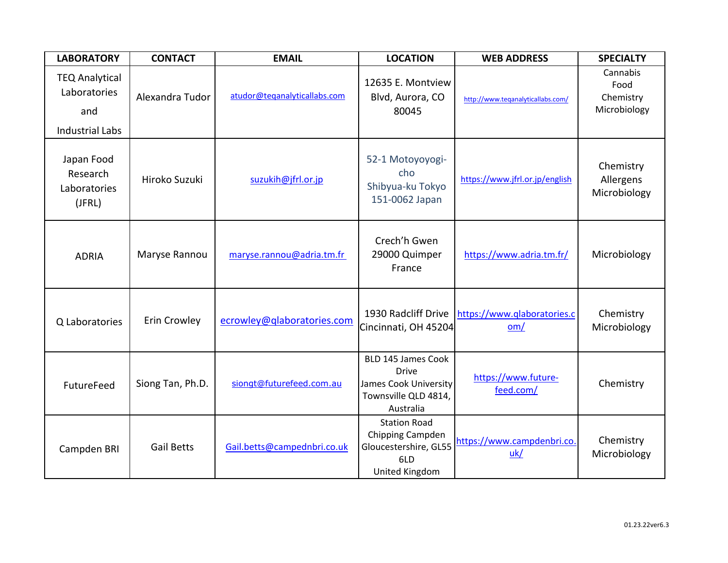| LABORATORY | CONTACT | EMAIL | LOCATION | WEB ADDRESS | SPECIALTY |
|---|---|---|---|---|---|
| TEQ Analytical Laboratories and Industrial Labs | Alexandra Tudor | atudor@teqanalyticallabs.com | 12635 E. Montview Blvd, Aurora, CO 80045 | http://www.teqanalyticallabs.com/ | Cannabis Food Chemistry Microbiology |
| Japan Food Research Laboratories (JFRL) | Hiroko Suzuki | suzukih@jfrl.or.jp | 52-1 Motoyoyogi-cho Shibyua-ku Tokyo 151-0062 Japan | https://www.jfrl.or.jp/english | Chemistry Allergens Microbiology |
| ADRIA | Maryse Rannou | maryse.rannou@adria.tm.fr | Crech'h Gwen 29000 Quimper France | https://www.adria.tm.fr/ | Microbiology |
| Q Laboratories | Erin Crowley | ecrowley@qlaboratories.com | 1930 Radcliff Drive Cincinnati, OH 45204 | https://www.qlaboratories.com/ | Chemistry Microbiology |
| FutureFeed | Siong Tan, Ph.D. | siongt@futurefeed.com.au | BLD 145 James Cook Drive James Cook University Townsville QLD 4814, Australia | https://www.future-feed.com/ | Chemistry |
| Campden BRI | Gail Betts | Gail.betts@campednbri.co.uk | Station Road Chipping Campden Gloucestershire, GL55 6LD United Kingdom | https://www.campdenbri.co.uk/ | Chemistry Microbiology |

01.23.22ver6.3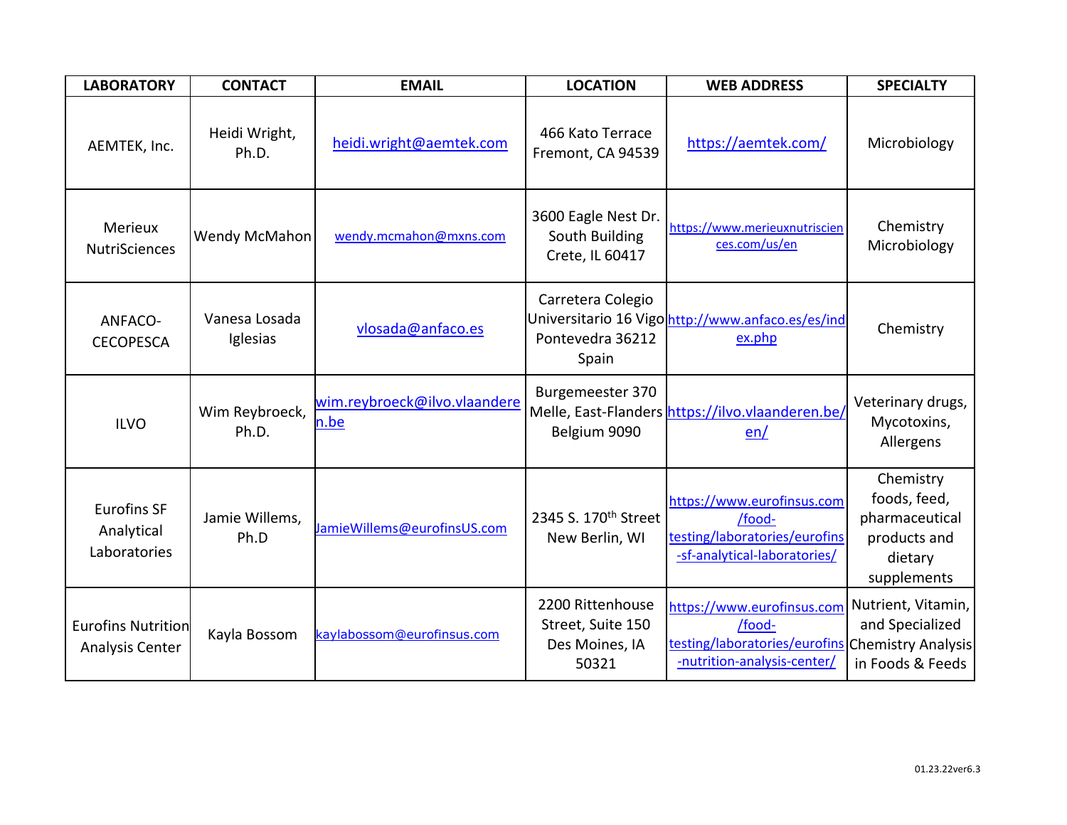| LABORATORY | CONTACT | EMAIL | LOCATION | WEB ADDRESS | SPECIALTY |
|---|---|---|---|---|---|
| AEMTEK, Inc. | Heidi Wright, Ph.D. | heidi.wright@aemtek.com | 466 Kato Terrace Fremont, CA 94539 | https://aemtek.com/ | Microbiology |
| Merieux NutriSciences | Wendy McMahon | wendy.mcmahon@mxns.com | 3600 Eagle Nest Dr. South Building Crete, IL 60417 | https://www.merieuxnutrisciences.com/us/en | Chemistry Microbiology |
| ANFACO-CECOPESCA | Vanesa Losada Iglesias | vlosada@anfaco.es | Carretera Colegio Universitario 16 Vigo Pontevedra 36212 Spain | http://www.anfaco.es/es/index.php | Chemistry |
| ILVO | Wim Reybroeck, Ph.D. | wim.reybroeck@ilvo.vlaanderen.be | Burgemeester 370 Melle, East-Flanders Belgium 9090 | https://ilvo.vlaanderen.be/en/ | Veterinary drugs, Mycotoxins, Allergens |
| Eurofins SF Analytical Laboratories | Jamie Willems, Ph.D | JamieWillems@eurofinsUS.com | 2345 S. 170th Street New Berlin, WI | https://www.eurofinsus.com/food-testing/laboratories/eurofins-sf-analytical-laboratories/ | Chemistry foods, feed, pharmaceutical products and dietary supplements |
| Eurofins Nutrition Analysis Center | Kayla Bossom | kaylabossom@eurofinsus.com | 2200 Rittenhouse Street, Suite 150 Des Moines, IA 50321 | https://www.eurofinsus.com/food-testing/laboratories/eurofins-nutrition-analysis-center/ | Nutrient, Vitamin, and Specialized Chemistry Analysis in Foods & Feeds |

01.23.22ver6.3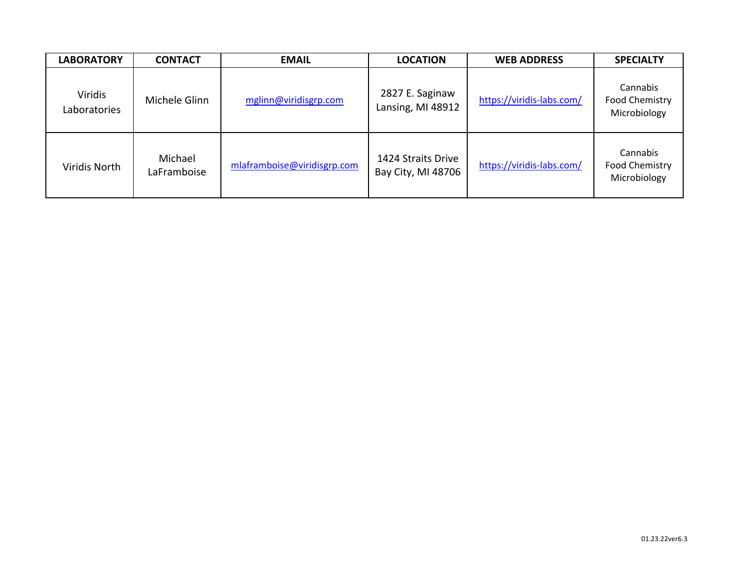| LABORATORY | CONTACT | EMAIL | LOCATION | WEB ADDRESS | SPECIALTY |
|---|---|---|---|---|---|
| Viridis Laboratories | Michele Glinn | mglinn@viridisgrp.com | 2827 E. Saginaw Lansing, MI 48912 | https://viridis-labs.com/ | Cannabis Food Chemistry Microbiology |
| Viridis North | Michael LaFramboise | mlaframboise@viridisgrp.com | 1424 Straits Drive Bay City, MI 48706 | https://viridis-labs.com/ | Cannabis Food Chemistry Microbiology |

01.23.22ver6.3